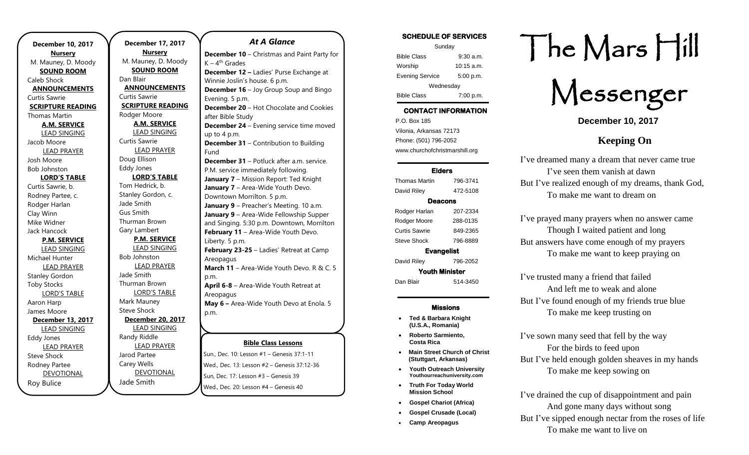**December 10, 2017**

**Nursery**

M. Mauney, D. Moody

**SOUND ROOM**

Caleb Shock

**ANNOUNCEMENTS**

Curtis Sawrie

**SCRIPTURE READING**

Thomas Martin

**A.M. SERVICE**

LEAD SINGING

Jacob Moore

LEAD PRAYER

Josh Moore

Bob Johnston

**LORD'S TABLE**

Curtis Sawrie, b.

Rodney Partee, c.

Rodger Harlan

Clay Winn

Mike Widner

Jack Hancock

**P.M. SERVICE**

LEAD SINGING

Michael Hunter

LEAD PRAYER

Stanley Gordon

Toby Stocks

LORD'S TABLE

Aaron Harp

James Moore

**December 13, 2017**

LEAD SINGING

Eddy Jones

LEAD PRAYER

Steve Shock

Rodney Partee

DEVOTIONAL

Roy Bulice

**December 17, 2017**

**Nursery**

M. Mauney, D. Moody

**SOUND ROOM**

Dan Blair

**ANNOUNCEMENTS**

Curtis Sawrie

**SCRIPTURE READING**

Rodger Moore

**A.M. SERVICE**

LEAD SINGING

Curtis Sawrie

LEAD PRAYER

Doug Ellison

Eddy Jones

**LORD'S TABLE**

Tom Hedrick, b.

Stanley Gordon, c.

Jade Smith

Gus Smith

Thurman Brown

Gary Lambert

**P.M. SERVICE**

LEAD SINGING

Bob Johnston

LEAD PRAYER

Jade Smith

Thurman Brown

LORD'S TABLE

Mark Mauney

Steve Shock

**December 20, 2017**

LEAD SINGING

Randy Riddle

LEAD PRAYER

Jarod Partee

Carey Wells

DEVOTIONAL

Jade Smith

## *At A Glance*

**December 10** – Christmas and Paint Party for K – 4th Grades

**December 12 –** Ladies' Purse Exchange at Winnie Joslin's house. 6 p.m.

**December 16** – Joy Group Soup and Bingo Evening. 5 p.m.

**December 20** – Hot Chocolate and Cookies after Bible Study

**December 24** – Evening service time moved up to 4 p.m.

**December 31** – Contribution to Building Fund

**December 31** – Potluck after a.m. service. P.M. service immediately following.

**January 7** – Mission Report: Ted Knight

**January 7** – Area-Wide Youth Devo. Downtown Morrilton. 5 p.m.

**January 9** – Preacher's Meeting. 10 a.m.

**January 9** – Area-Wide Fellowship Supper and Singing. 5:30 p.m. Downtown, Morrilton

**February 11** – Area-Wide Youth Devo. Liberty. 5 p.m.

**February 23-25** – Ladies' Retreat at Camp Areopagus

**March 11** – Area-Wide Youth Devo. R & C. 5 p.m.

**April 6-8** – Area-Wide Youth Retreat at Areopagus

**May 6 –** Area-Wide Youth Devo at Enola. 5 p.m.

**Bible Class Lessons**

Sun., Dec. 10: Lesson #1 – Genesis 37:1-11

Wed., Dec. 13: Lesson #2 – Genesis 37:12-36

Sun, Dec. 17: Lesson #3 – Genesis 39

Wed., Dec. 20: Lesson #4 – Genesis 40

**SCHEDULE OF SERVICES**

| Sunday | |
|---|---|
| Bible Class | 9:30 a.m. |
| Worship | 10:15 a.m. |
| Evening Service | 5:00 p.m. |
| Wednesday | |
| Bible Class | 7:00 p.m. |

**CONTACT INFORMATION**

P.O. Box 185
Vilonia, Arkansas 72173
Phone: (501) 796-2052
www.churchofchristmarshill.org

**Elders**

| | |
|---|---|
| Thomas Martin | 796-3741 |
| David Riley | 472-5108 |

**Deacons**

| | |
|---|---|
| Rodger Harlan | 207-2334 |
| Rodger Moore | 288-0135 |
| Curtis Sawrie | 849-2365 |
| Steve Shock | 796-8889 |

**Evangelist**

| | |
|---|---|
| David Riley | 796-2052 |

**Youth Minister**

| | |
|---|---|
| Dan Blair | 514-3450 |

**Missions**

- **Ted & Barbara Knight (U.S.A., Romania)**
- **Roberto Sarmiento, Costa Rica**
- **Main Street Church of Christ (Stuttgart, Arkansas)**
- **Youth Outreach University Youthourreachuniversity.com**
- **Truth For Today World Mission School**
- **Gospel Chariot (Africa)**
- **Gospel Crusade (Local)**
- **Camp Areopagus**

# The Mars Hill Messenger

**December 10, 2017**

## Keeping On

I've dreamed many a dream that never came true
I've seen them vanish at dawn
But I've realized enough of my dreams, thank God,
To make me want to dream on

I've prayed many prayers when no answer came
Though I waited patient and long
But answers have come enough of my prayers
To make me want to keep praying on

I've trusted many a friend that failed
And left me to weak and alone
But I've found enough of my friends true blue
To make me keep trusting on

I've sown many seed that fell by the way
For the birds to feed upon
But I've held enough golden sheaves in my hands
To make me keep sowing on

I've drained the cup of disappointment and pain
And gone many days without song
But I've sipped enough nectar from the roses of life
To make me want to live on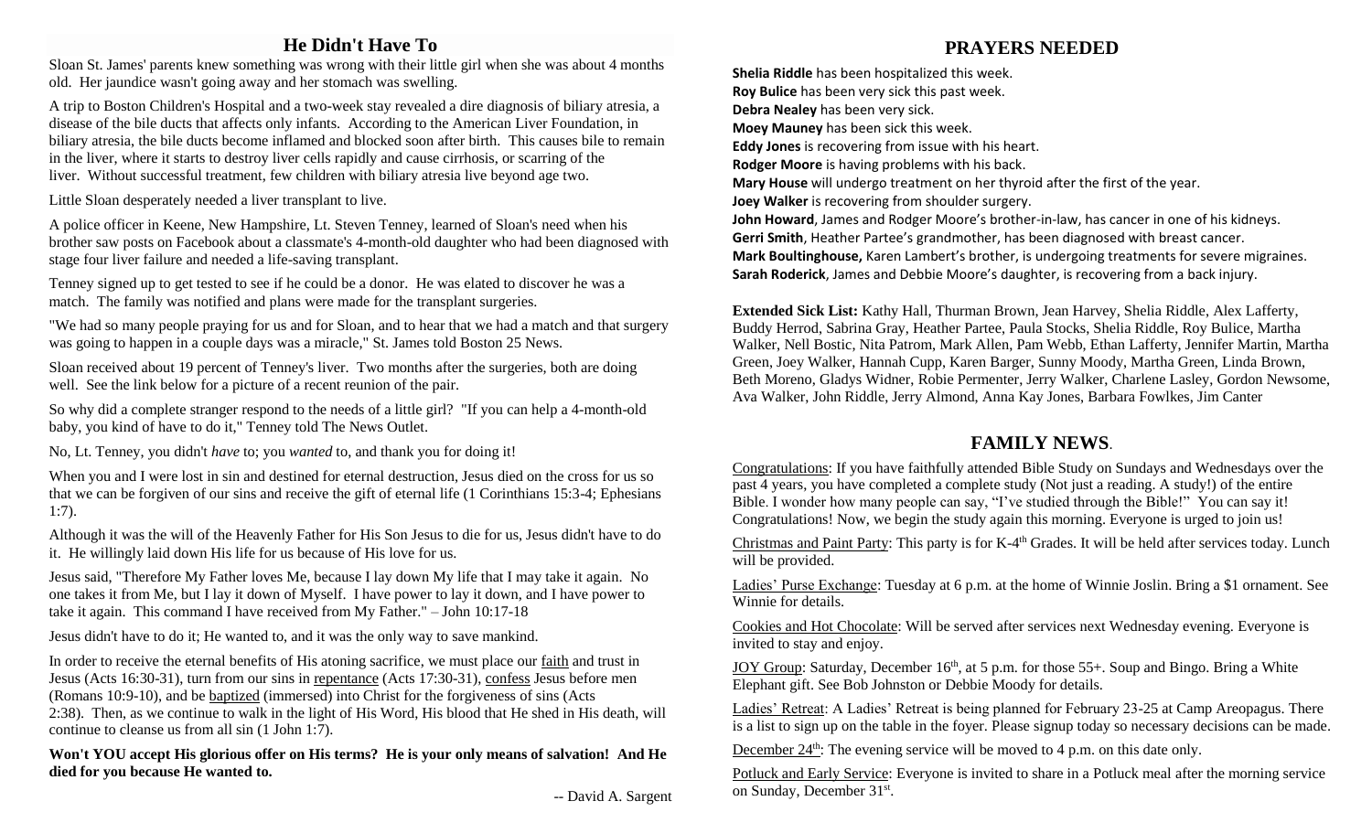## He Didn't Have To

Sloan St. James' parents knew something was wrong with their little girl when she was about 4 months old. Her jaundice wasn't going away and her stomach was swelling.

A trip to Boston Children's Hospital and a two-week stay revealed a dire diagnosis of biliary atresia, a disease of the bile ducts that affects only infants. According to the American Liver Foundation, in biliary atresia, the bile ducts become inflamed and blocked soon after birth. This causes bile to remain in the liver, where it starts to destroy liver cells rapidly and cause cirrhosis, or scarring of the liver. Without successful treatment, few children with biliary atresia live beyond age two.

Little Sloan desperately needed a liver transplant to live.

A police officer in Keene, New Hampshire, Lt. Steven Tenney, learned of Sloan's need when his brother saw posts on Facebook about a classmate's 4-month-old daughter who had been diagnosed with stage four liver failure and needed a life-saving transplant.

Tenney signed up to get tested to see if he could be a donor. He was elated to discover he was a match. The family was notified and plans were made for the transplant surgeries.

"We had so many people praying for us and for Sloan, and to hear that we had a match and that surgery was going to happen in a couple days was a miracle," St. James told Boston 25 News.

Sloan received about 19 percent of Tenney's liver. Two months after the surgeries, both are doing well. See the link below for a picture of a recent reunion of the pair.

So why did a complete stranger respond to the needs of a little girl? "If you can help a 4-month-old baby, you kind of have to do it," Tenney told The News Outlet.

No, Lt. Tenney, you didn't *have* to; you *wanted* to, and thank you for doing it!

When you and I were lost in sin and destined for eternal destruction, Jesus died on the cross for us so that we can be forgiven of our sins and receive the gift of eternal life (1 Corinthians 15:3-4; Ephesians 1:7).

Although it was the will of the Heavenly Father for His Son Jesus to die for us, Jesus didn't have to do it. He willingly laid down His life for us because of His love for us.

Jesus said, "Therefore My Father loves Me, because I lay down My life that I may take it again. No one takes it from Me, but I lay it down of Myself. I have power to lay it down, and I have power to take it again. This command I have received from My Father." – John 10:17-18

Jesus didn't have to do it; He wanted to, and it was the only way to save mankind.

In order to receive the eternal benefits of His atoning sacrifice, we must place our faith and trust in Jesus (Acts 16:30-31), turn from our sins in repentance (Acts 17:30-31), confess Jesus before men (Romans 10:9-10), and be baptized (immersed) into Christ for the forgiveness of sins (Acts 2:38). Then, as we continue to walk in the light of His Word, His blood that He shed in His death, will continue to cleanse us from all sin (1 John 1:7).

**Won't YOU accept His glorious offer on His terms? He is your only means of salvation! And He died for you because He wanted to.**

-- David A. Sargent

## PRAYERS NEEDED

**Shelia Riddle** has been hospitalized this week.
**Roy Bulice** has been very sick this past week.
**Debra Nealey** has been very sick.
**Moey Mauney** has been sick this week.
**Eddy Jones** is recovering from issue with his heart.
**Rodger Moore** is having problems with his back.
**Mary House** will undergo treatment on her thyroid after the first of the year.
**Joey Walker** is recovering from shoulder surgery.
**John Howard**, James and Rodger Moore's brother-in-law, has cancer in one of his kidneys.
**Gerri Smith**, Heather Partee's grandmother, has been diagnosed with breast cancer.
**Mark Boultinghouse,** Karen Lambert's brother, is undergoing treatments for severe migraines.
**Sarah Roderick**, James and Debbie Moore's daughter, is recovering from a back injury.

**Extended Sick List:** Kathy Hall, Thurman Brown, Jean Harvey, Shelia Riddle, Alex Lafferty, Buddy Herrod, Sabrina Gray, Heather Partee, Paula Stocks, Shelia Riddle, Roy Bulice, Martha Walker, Nell Bostic, Nita Patrom, Mark Allen, Pam Webb, Ethan Lafferty, Jennifer Martin, Martha Green, Joey Walker, Hannah Cupp, Karen Barger, Sunny Moody, Martha Green, Linda Brown, Beth Moreno, Gladys Widner, Robie Permenter, Jerry Walker, Charlene Lasley, Gordon Newsome, Ava Walker, John Riddle, Jerry Almond, Anna Kay Jones, Barbara Fowlkes, Jim Canter

## FAMILY NEWS.

Congratulations: If you have faithfully attended Bible Study on Sundays and Wednesdays over the past 4 years, you have completed a complete study (Not just a reading. A study!) of the entire Bible. I wonder how many people can say, "I've studied through the Bible!" You can say it! Congratulations! Now, we begin the study again this morning. Everyone is urged to join us!

Christmas and Paint Party: This party is for K-4th Grades. It will be held after services today. Lunch will be provided.

Ladies' Purse Exchange: Tuesday at 6 p.m. at the home of Winnie Joslin. Bring a $1 ornament. See Winnie for details.

Cookies and Hot Chocolate: Will be served after services next Wednesday evening. Everyone is invited to stay and enjoy.

JOY Group: Saturday, December 16th, at 5 p.m. for those 55+. Soup and Bingo. Bring a White Elephant gift. See Bob Johnston or Debbie Moody for details.

Ladies' Retreat: A Ladies' Retreat is being planned for February 23-25 at Camp Areopagus. There is a list to sign up on the table in the foyer. Please signup today so necessary decisions can be made.

December 24th: The evening service will be moved to 4 p.m. on this date only.

Potluck and Early Service: Everyone is invited to share in a Potluck meal after the morning service on Sunday, December 31st.